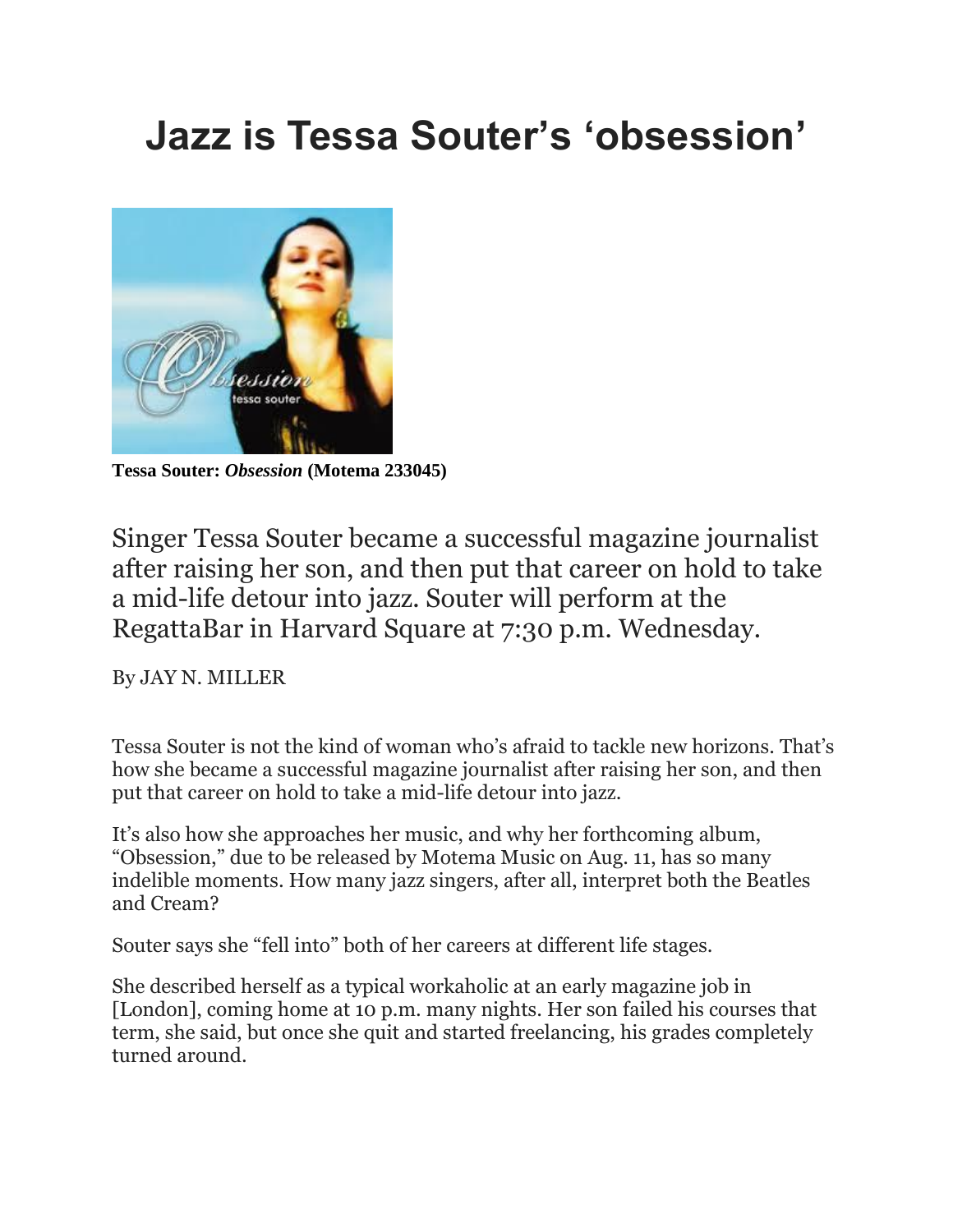# Jazz is Tessa Souter's 'obsession'

**Tessa Souter:** ***Obsession*** **(Motema 233045)**

Singer Tessa Souter became a successful magazine journalist after raising her son, and then put that career on hold to take a mid-life detour into jazz. Souter will perform at the RegattaBar in Harvard Square at 7:30 p.m. Wednesday.

By JAY N. MILLER

Tessa Souter is not the kind of woman who's afraid to tackle new horizons. That's how she became a successful magazine journalist after raising her son, and then put that career on hold to take a mid-life detour into jazz.

It's also how she approaches her music, and why her forthcoming album, "Obsession," due to be released by Motema Music on Aug. 11, has so many indelible moments. How many jazz singers, after all, interpret both the Beatles and Cream?

Souter says she "fell into" both of her careers at different life stages.

She described herself as a typical workaholic at an early magazine job in [London], coming home at 10 p.m. many nights. Her son failed his courses that term, she said, but once she quit and started freelancing, his grades completely turned around.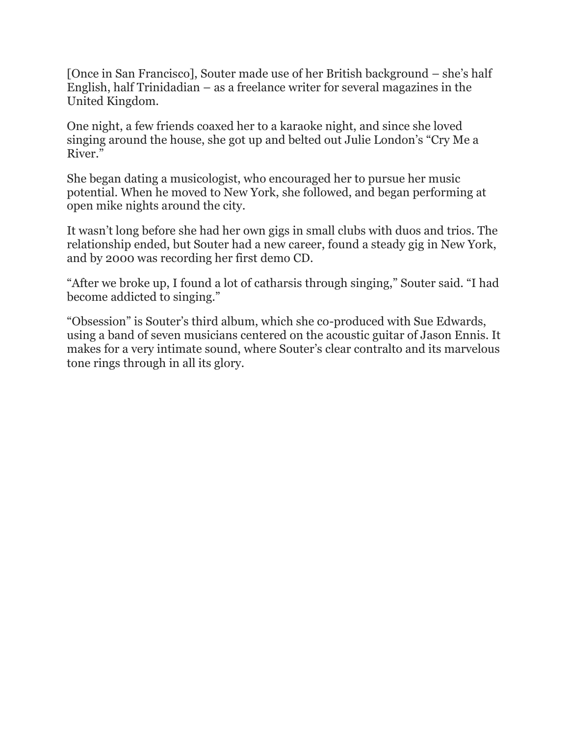[Once in San Francisco], Souter made use of her British background – she's half English, half Trinidadian – as a freelance writer for several magazines in the United Kingdom.

One night, a few friends coaxed her to a karaoke night, and since she loved singing around the house, she got up and belted out Julie London's "Cry Me a River."

She began dating a musicologist, who encouraged her to pursue her music potential. When he moved to New York, she followed, and began performing at open mike nights around the city.

It wasn't long before she had her own gigs in small clubs with duos and trios. The relationship ended, but Souter had a new career, found a steady gig in New York, and by 2000 was recording her first demo CD.

"After we broke up, I found a lot of catharsis through singing," Souter said. "I had become addicted to singing."

"Obsession" is Souter's third album, which she co-produced with Sue Edwards, using a band of seven musicians centered on the acoustic guitar of Jason Ennis. It makes for a very intimate sound, where Souter's clear contralto and its marvelous tone rings through in all its glory.